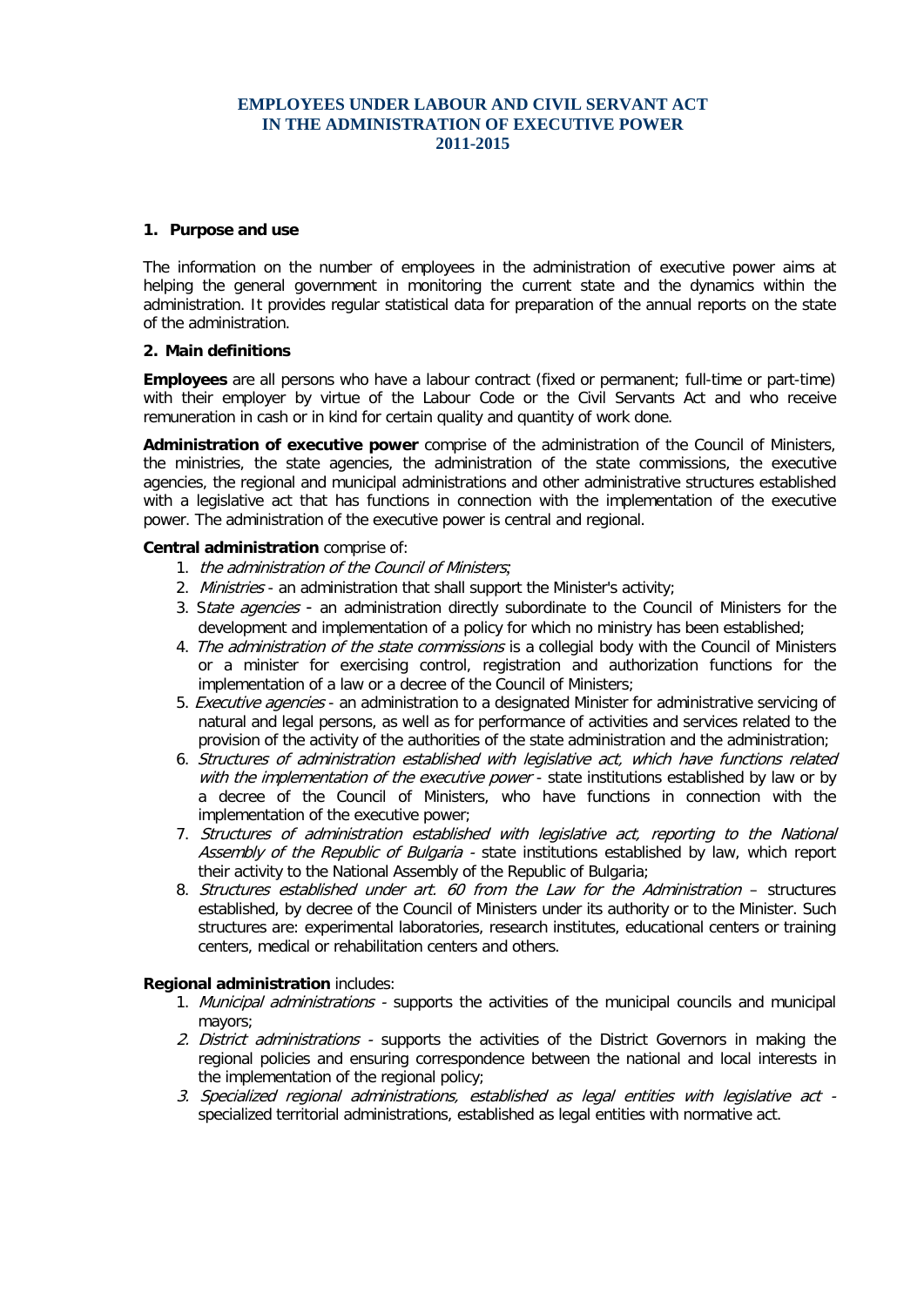# EMPLOYEES UNDER LABOUR AND CIVIL SERVANT ACT IN THE ADMINISTRATION OF EXECUTIVE POWER 2011-2015

## 1. Purpose and use

The information on the number of employees in the administration of executive power aims at helping the general government in monitoring the current state and the dynamics within the administration. It provides regular statistical data for preparation of the annual reports on the state of the administration.

## 2. Main definitions

**Employees** are all persons who have a labour contract (fixed or permanent; full-time or part-time) with their employer by virtue of the Labour Code or the Civil Servants Act and who receive remuneration in cash or in kind for certain quality and quantity of work done.

**Administration of executive power** comprise of the administration of the Council of Ministers, the ministries, the state agencies, the administration of the state commissions, the executive agencies, the regional and municipal administrations and other administrative structures established with a legislative act that has functions in connection with the implementation of the executive power. The administration of the executive power is central and regional.

**Central administration** comprise of:

1. *the administration of the Council of Ministers*;
2. *Ministries* - an administration that shall support the Minister's activity;
3. S*tate agencies* - an administration directly subordinate to the Council of Ministers for the development and implementation of a policy for which no ministry has been established;
4. *The administration of the state commissions* is a collegial body with the Council of Ministers or a minister for exercising control, registration and authorization functions for the implementation of a law or a decree of the Council of Ministers;
5. *Executive agencies* - an administration to a designated Minister for administrative servicing of natural and legal persons, as well as for performance of activities and services related to the provision of the activity of the authorities of the state administration and the administration;
6. *Structures of administration established with legislative act, which have functions related with the implementation of the executive power* - state institutions established by law or by a decree of the Council of Ministers, who have functions in connection with the implementation of the executive power;
7. *Structures of administration established with legislative act, reporting to the National Assembly of the Republic of Bulgaria* - state institutions established by law, which report their activity to the National Assembly of the Republic of Bulgaria;
8. *Structures established under art. 60 from the Law for the Administration* – structures established, by decree of the Council of Ministers under its authority or to the Minister. Such structures are: experimental laboratories, research institutes, educational centers or training centers, medical or rehabilitation centers and others.

**Regional administration** includes:

1. *Municipal administrations* - supports the activities of the municipal councils and municipal mayors;
2. *District administrations* - supports the activities of the District Governors in making the regional policies and ensuring correspondence between the national and local interests in the implementation of the regional policy;
3. *Specialized regional administrations, established as legal entities with legislative act* - specialized territorial administrations, established as legal entities with normative act.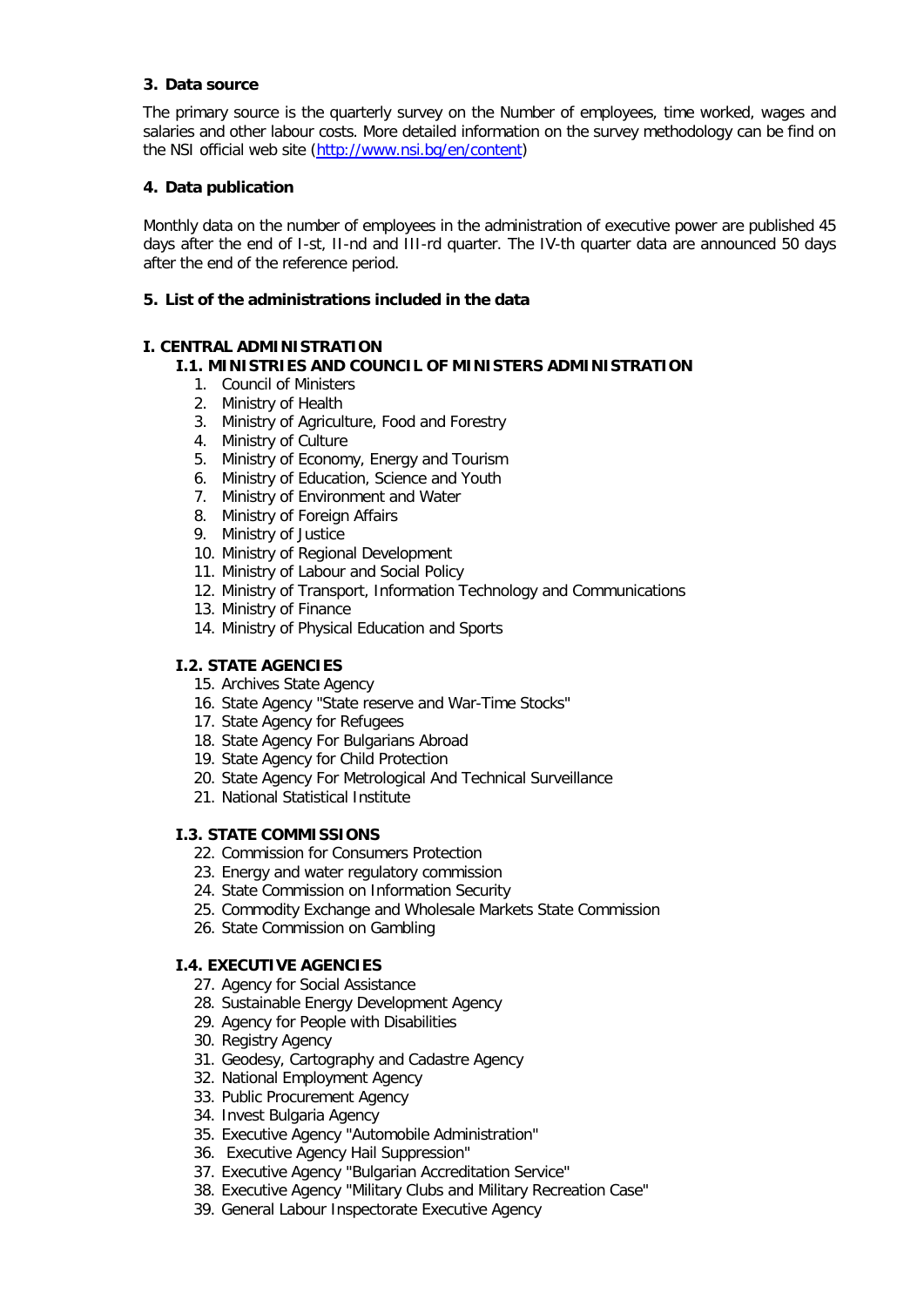### 3. Data source

The primary source is the quarterly survey on the Number of employees, time worked, wages and salaries and other labour costs. More detailed information on the survey methodology can be find on the NSI official web site (http://www.nsi.bg/en/content)

### 4. Data publication

Monthly data on the number of employees in the administration of executive power are published 45 days after the end of I-st, II-nd and III-rd quarter. The IV-th quarter data are announced 50 days after the end of the reference period.

### 5. List of the administrations included in the data

#### I. CENTRAL ADMINISTRATION

##### I.1. MINISTRIES AND COUNCIL OF MINISTERS ADMINISTRATION

1. Council of Ministers
2. Ministry of Health
3. Ministry of Agriculture, Food and Forestry
4. Ministry of Culture
5. Ministry of Economy, Energy and Tourism
6. Ministry of Education, Science and Youth
7. Ministry of Environment and Water
8. Ministry of Foreign Affairs
9. Ministry of Justice
10. Ministry of Regional Development
11. Ministry of Labour and Social Policy
12. Ministry of Transport, Information Technology and Communications
13. Ministry of Finance
14. Ministry of Physical Education and Sports

##### I.2. STATE AGENCIES

15. Archives State Agency
16. State Agency "State reserve and War-Time Stocks"
17. State Agency for Refugees
18. State Agency For Bulgarians Abroad
19. State Agency for Child Protection
20. State Agency For Metrological And Technical Surveillance
21. National Statistical Institute

##### I.3. STATE COMMISSIONS

22. Commission for Consumers Protection
23. Energy and water regulatory commission
24. State Commission on Information Security
25. Commodity Exchange and Wholesale Markets State Commission
26. State Commission on Gambling

##### I.4. EXECUTIVE AGENCIES

27. Agency for Social Assistance
28. Sustainable Energy Development Agency
29. Agency for People with Disabilities
30. Registry Agency
31. Geodesy, Cartography and Cadastre Agency
32. National Employment Agency
33. Public Procurement Agency
34. Invest Bulgaria Agency
35. Executive Agency "Automobile Administration"
36. Executive Agency Hail Suppression"
37. Executive Agency "Bulgarian Accreditation Service"
38. Executive Agency "Military Clubs and Military Recreation Case"
39. General Labour Inspectorate Executive Agency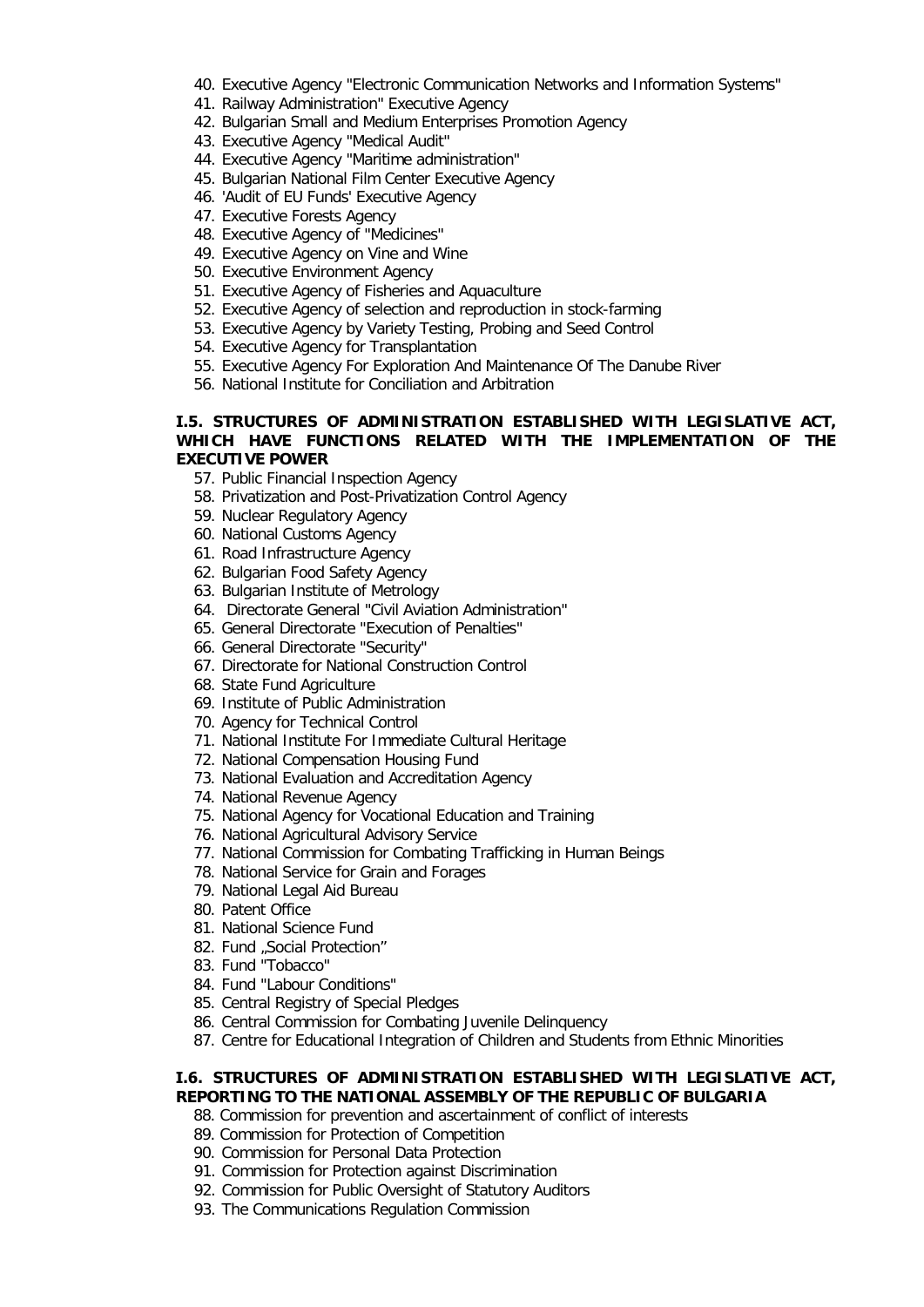40. Executive Agency "Electronic Communication Networks and Information Systems"
41. Railway Administration" Executive Agency
42. Bulgarian Small and Medium Enterprises Promotion Agency
43. Executive Agency "Medical Audit"
44. Executive Agency "Maritime administration"
45. Bulgarian National Film Center Executive Agency
46. 'Audit of EU Funds' Executive Agency
47. Executive Forests Agency
48. Executive Agency of "Medicines"
49. Executive Agency on Vine and Wine
50. Executive Environment Agency
51. Executive Agency of Fisheries and Aquaculture
52. Executive Agency of selection and reproduction in stock-farming
53. Executive Agency by Variety Testing, Probing and Seed Control
54. Executive Agency for Transplantation
55. Executive Agency For Exploration And Maintenance Of The Danube River
56. National Institute for Conciliation and Arbitration

**I.5. STRUCTURES OF ADMINISTRATION ESTABLISHED WITH LEGISLATIVE ACT, WHICH HAVE FUNCTIONS RELATED WITH THE IMPLEMENTATION OF THE EXECUTIVE POWER**

57. Public Financial Inspection Agency
58. Privatization and Post-Privatization Control Agency
59. Nuclear Regulatory Agency
60. National Customs Agency
61. Road Infrastructure Agency
62. Bulgarian Food Safety Agency
63. Bulgarian Institute of Metrology
64. Directorate General "Civil Aviation Administration"
65. General Directorate "Execution of Penalties"
66. General Directorate "Security"
67. Directorate for National Construction Control
68. State Fund Agriculture
69. Institute of Public Administration
70. Agency for Technical Control
71. National Institute For Immediate Cultural Heritage
72. National Compensation Housing Fund
73. National Evaluation and Accreditation Agency
74. National Revenue Agency
75. National Agency for Vocational Education and Training
76. National Agricultural Advisory Service
77. National Commission for Combating Trafficking in Human Beings
78. National Service for Grain and Forages
79. National Legal Aid Bureau
80. Patent Office
81. National Science Fund
82. Fund „Social Protection"
83. Fund "Tobacco"
84. Fund "Labour Conditions"
85. Central Registry of Special Pledges
86. Central Commission for Combating Juvenile Delinquency
87. Centre for Educational Integration of Children and Students from Ethnic Minorities

**I.6. STRUCTURES OF ADMINISTRATION ESTABLISHED WITH LEGISLATIVE ACT, REPORTING TO THE NATIONAL ASSEMBLY OF THE REPUBLIC OF BULGARIA**

88. Commission for prevention and ascertainment of conflict of interests
89. Commission for Protection of Competition
90. Commission for Personal Data Protection
91. Commission for Protection against Discrimination
92. Commission for Public Oversight of Statutory Auditors
93. The Communications Regulation Commission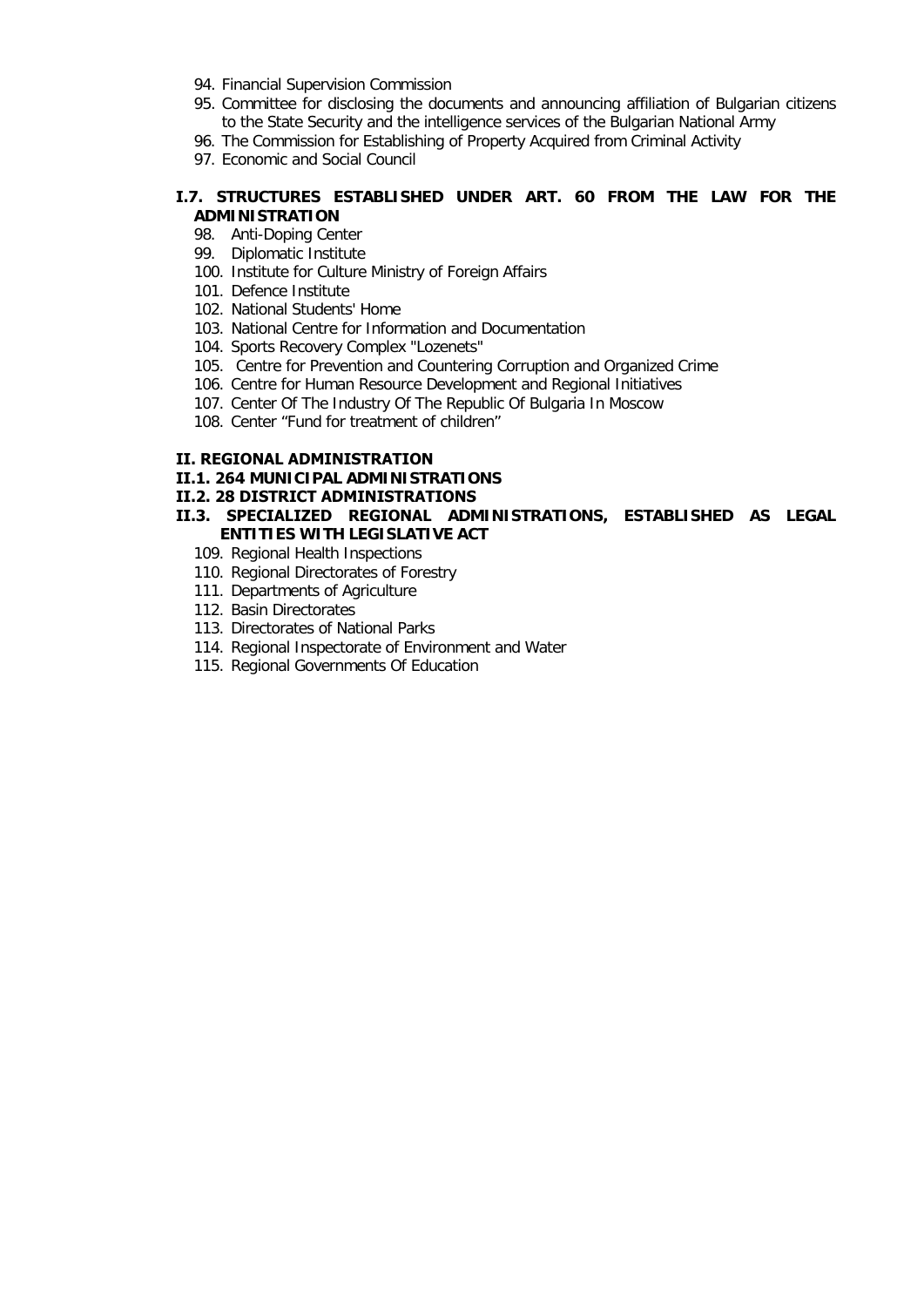94. Financial Supervision Commission
95. Committee for disclosing the documents and announcing affiliation of Bulgarian citizens to the State Security and the intelligence services of the Bulgarian National Army
96. The Commission for Establishing of Property Acquired from Criminal Activity
97. Economic and Social Council

### I.7. STRUCTURES ESTABLISHED UNDER ART. 60 FROM THE LAW FOR THE ADMINISTRATION

98. Anti-Doping Center
99. Diplomatic Institute
100. Institute for Culture Ministry of Foreign Affairs
101. Defence Institute
102. National Students' Home
103. National Centre for Information and Documentation
104. Sports Recovery Complex "Lozenets"
105. Centre for Prevention and Countering Corruption and Organized Crime
106. Centre for Human Resource Development and Regional Initiatives
107. Center Of The Industry Of The Republic Of Bulgaria In Moscow
108. Center "Fund for treatment of children"

## II. REGIONAL ADMINISTRATION

### II.1. 264 MUNICIPAL ADMINISTRATIONS

### II.2. 28 DISTRICT ADMINISTRATIONS

### II.3. SPECIALIZED REGIONAL ADMINISTRATIONS, ESTABLISHED AS LEGAL ENTITIES WITH LEGISLATIVE ACT

109. Regional Health Inspections
110. Regional Directorates of Forestry
111. Departments of Agriculture
112. Basin Directorates
113. Directorates of National Parks
114. Regional Inspectorate of Environment and Water
115. Regional Governments Of Education